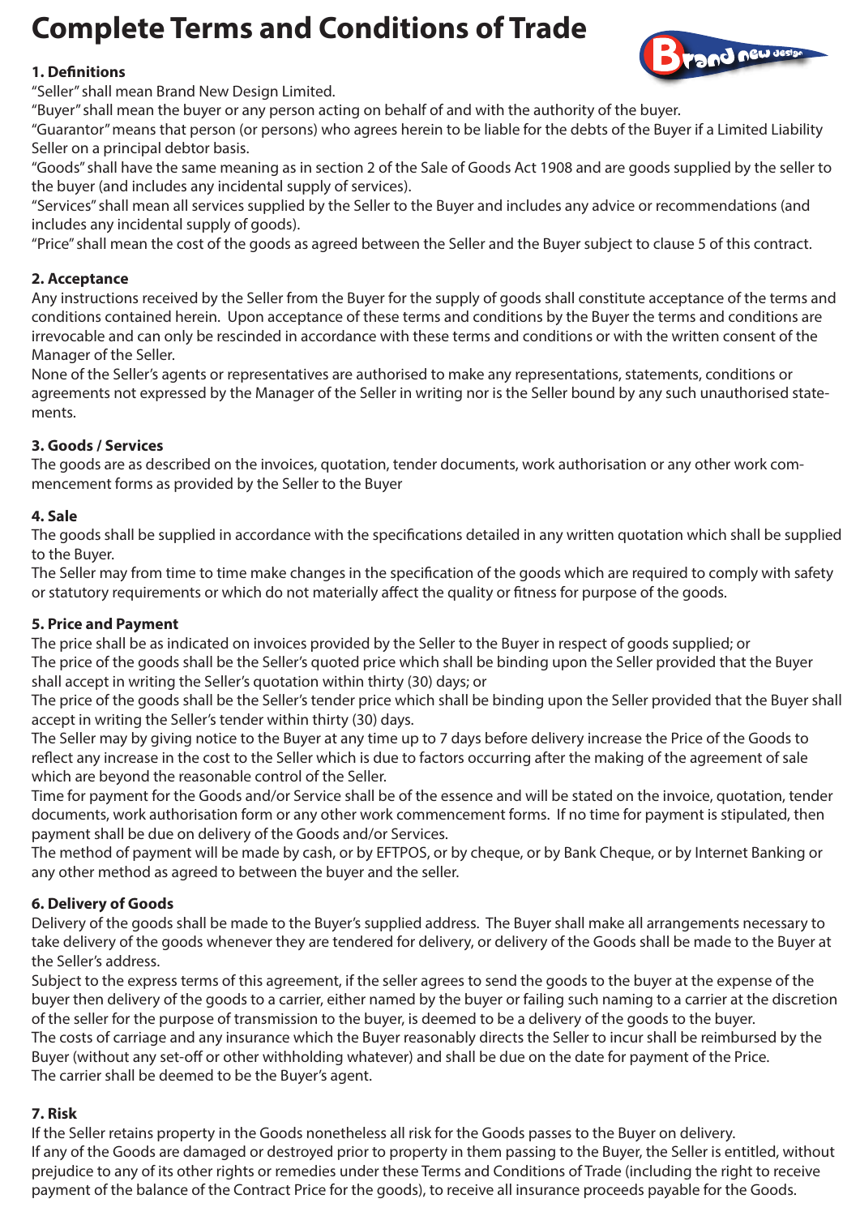# Complete Terms and Conditions of Trade

### 1. Definitions

"Seller" shall mean Brand New Design Limited.
"Buyer" shall mean the buyer or any person acting on behalf of and with the authority of the buyer.
"Guarantor" means that person (or persons) who agrees herein to be liable for the debts of the Buyer if a Limited Liability Seller on a principal debtor basis.
"Goods" shall have the same meaning as in section 2 of the Sale of Goods Act 1908 and are goods supplied by the seller to the buyer (and includes any incidental supply of services).
"Services" shall mean all services supplied by the Seller to the Buyer and includes any advice or recommendations (and includes any incidental supply of goods).
"Price" shall mean the cost of the goods as agreed between the Seller and the Buyer subject to clause 5 of this contract.

### 2. Acceptance

Any instructions received by the Seller from the Buyer for the supply of goods shall constitute acceptance of the terms and conditions contained herein. Upon acceptance of these terms and conditions by the Buyer the terms and conditions are irrevocable and can only be rescinded in accordance with these terms and conditions or with the written consent of the Manager of the Seller.
None of the Seller's agents or representatives are authorised to make any representations, statements, conditions or agreements not expressed by the Manager of the Seller in writing nor is the Seller bound by any such unauthorised statements.

### 3. Goods / Services

The goods are as described on the invoices, quotation, tender documents, work authorisation or any other work commencement forms as provided by the Seller to the Buyer

### 4. Sale

The goods shall be supplied in accordance with the specifications detailed in any written quotation which shall be supplied to the Buyer.
The Seller may from time to time make changes in the specification of the goods which are required to comply with safety or statutory requirements or which do not materially affect the quality or fitness for purpose of the goods.

### 5. Price and Payment

The price shall be as indicated on invoices provided by the Seller to the Buyer in respect of goods supplied; or
The price of the goods shall be the Seller's quoted price which shall be binding upon the Seller provided that the Buyer shall accept in writing the Seller's quotation within thirty (30) days; or
The price of the goods shall be the Seller's tender price which shall be binding upon the Seller provided that the Buyer shall accept in writing the Seller's tender within thirty (30) days.
The Seller may by giving notice to the Buyer at any time up to 7 days before delivery increase the Price of the Goods to reflect any increase in the cost to the Seller which is due to factors occurring after the making of the agreement of sale which are beyond the reasonable control of the Seller.
Time for payment for the Goods and/or Service shall be of the essence and will be stated on the invoice, quotation, tender documents, work authorisation form or any other work commencement forms. If no time for payment is stipulated, then payment shall be due on delivery of the Goods and/or Services.
The method of payment will be made by cash, or by EFTPOS, or by cheque, or by Bank Cheque, or by Internet Banking or any other method as agreed to between the buyer and the seller.

### 6. Delivery of Goods

Delivery of the goods shall be made to the Buyer's supplied address. The Buyer shall make all arrangements necessary to take delivery of the goods whenever they are tendered for delivery, or delivery of the Goods shall be made to the Buyer at the Seller's address.
Subject to the express terms of this agreement, if the seller agrees to send the goods to the buyer at the expense of the buyer then delivery of the goods to a carrier, either named by the buyer or failing such naming to a carrier at the discretion of the seller for the purpose of transmission to the buyer, is deemed to be a delivery of the goods to the buyer.
The costs of carriage and any insurance which the Buyer reasonably directs the Seller to incur shall be reimbursed by the Buyer (without any set-off or other withholding whatever) and shall be due on the date for payment of the Price.
The carrier shall be deemed to be the Buyer's agent.

### 7. Risk

If the Seller retains property in the Goods nonetheless all risk for the Goods passes to the Buyer on delivery.
If any of the Goods are damaged or destroyed prior to property in them passing to the Buyer, the Seller is entitled, without prejudice to any of its other rights or remedies under these Terms and Conditions of Trade (including the right to receive payment of the balance of the Contract Price for the goods), to receive all insurance proceeds payable for the Goods.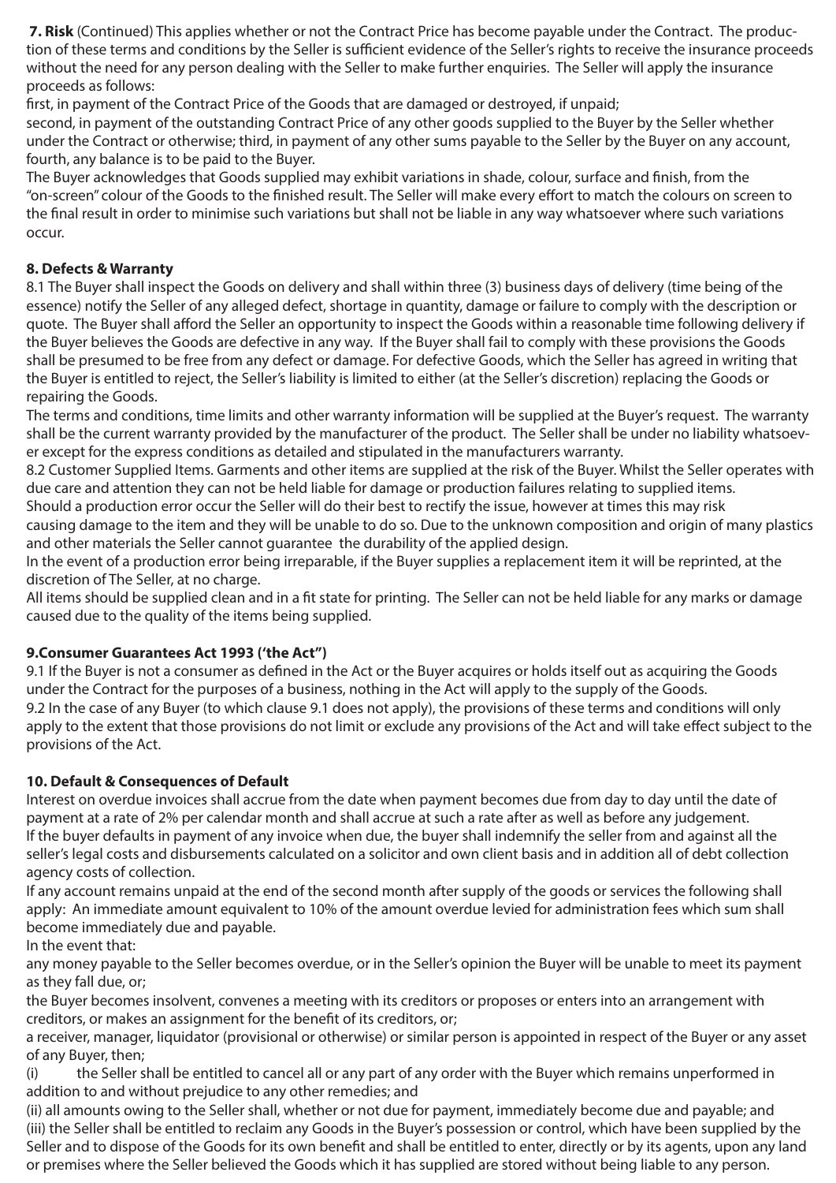**7. Risk** (Continued) This applies whether or not the Contract Price has become payable under the Contract. The production of these terms and conditions by the Seller is sufficient evidence of the Seller's rights to receive the insurance proceeds without the need for any person dealing with the Seller to make further enquiries. The Seller will apply the insurance proceeds as follows:

first, in payment of the Contract Price of the Goods that are damaged or destroyed, if unpaid;

second, in payment of the outstanding Contract Price of any other goods supplied to the Buyer by the Seller whether under the Contract or otherwise; third, in payment of any other sums payable to the Seller by the Buyer on any account, fourth, any balance is to be paid to the Buyer.

The Buyer acknowledges that Goods supplied may exhibit variations in shade, colour, surface and finish, from the "on-screen" colour of the Goods to the finished result. The Seller will make every effort to match the colours on screen to the final result in order to minimise such variations but shall not be liable in any way whatsoever where such variations occur.

**8. Defects & Warranty**

8.1 The Buyer shall inspect the Goods on delivery and shall within three (3) business days of delivery (time being of the essence) notify the Seller of any alleged defect, shortage in quantity, damage or failure to comply with the description or quote. The Buyer shall afford the Seller an opportunity to inspect the Goods within a reasonable time following delivery if the Buyer believes the Goods are defective in any way. If the Buyer shall fail to comply with these provisions the Goods shall be presumed to be free from any defect or damage. For defective Goods, which the Seller has agreed in writing that the Buyer is entitled to reject, the Seller's liability is limited to either (at the Seller's discretion) replacing the Goods or repairing the Goods.

The terms and conditions, time limits and other warranty information will be supplied at the Buyer's request. The warranty shall be the current warranty provided by the manufacturer of the product. The Seller shall be under no liability whatsoever except for the express conditions as detailed and stipulated in the manufacturers warranty.

8.2 Customer Supplied Items. Garments and other items are supplied at the risk of the Buyer. Whilst the Seller operates with due care and attention they can not be held liable for damage or production failures relating to supplied items.

Should a production error occur the Seller will do their best to rectify the issue, however at times this may risk causing damage to the item and they will be unable to do so. Due to the unknown composition and origin of many plastics and other materials the Seller cannot guarantee the durability of the applied design.

In the event of a production error being irreparable, if the Buyer supplies a replacement item it will be reprinted, at the discretion of The Seller, at no charge.

All items should be supplied clean and in a fit state for printing. The Seller can not be held liable for any marks or damage caused due to the quality of the items being supplied.

**9.Consumer Guarantees Act 1993 ('the Act")**

9.1 If the Buyer is not a consumer as defined in the Act or the Buyer acquires or holds itself out as acquiring the Goods under the Contract for the purposes of a business, nothing in the Act will apply to the supply of the Goods.

9.2 In the case of any Buyer (to which clause 9.1 does not apply), the provisions of these terms and conditions will only apply to the extent that those provisions do not limit or exclude any provisions of the Act and will take effect subject to the provisions of the Act.

**10. Default & Consequences of Default**

Interest on overdue invoices shall accrue from the date when payment becomes due from day to day until the date of payment at a rate of 2% per calendar month and shall accrue at such a rate after as well as before any judgement.

If the buyer defaults in payment of any invoice when due, the buyer shall indemnify the seller from and against all the seller's legal costs and disbursements calculated on a solicitor and own client basis and in addition all of debt collection agency costs of collection.

If any account remains unpaid at the end of the second month after supply of the goods or services the following shall apply: An immediate amount equivalent to 10% of the amount overdue levied for administration fees which sum shall become immediately due and payable.

In the event that:

any money payable to the Seller becomes overdue, or in the Seller's opinion the Buyer will be unable to meet its payment as they fall due, or;

the Buyer becomes insolvent, convenes a meeting with its creditors or proposes or enters into an arrangement with creditors, or makes an assignment for the benefit of its creditors, or;

a receiver, manager, liquidator (provisional or otherwise) or similar person is appointed in respect of the Buyer or any asset of any Buyer, then;

(i) the Seller shall be entitled to cancel all or any part of any order with the Buyer which remains unperformed in addition to and without prejudice to any other remedies; and

(ii) all amounts owing to the Seller shall, whether or not due for payment, immediately become due and payable; and

(iii) the Seller shall be entitled to reclaim any Goods in the Buyer's possession or control, which have been supplied by the Seller and to dispose of the Goods for its own benefit and shall be entitled to enter, directly or by its agents, upon any land or premises where the Seller believed the Goods which it has supplied are stored without being liable to any person.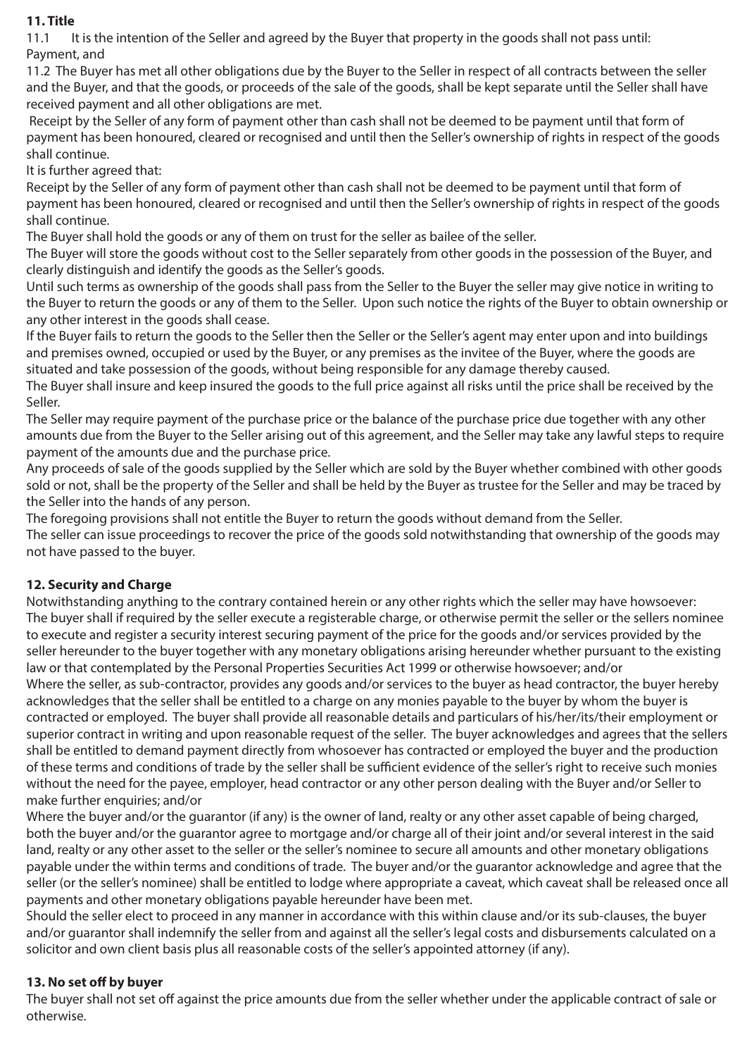**11. Title**

11.1 It is the intention of the Seller and agreed by the Buyer that property in the goods shall not pass until: Payment, and

11.2 The Buyer has met all other obligations due by the Buyer to the Seller in respect of all contracts between the seller and the Buyer, and that the goods, or proceeds of the sale of the goods, shall be kept separate until the Seller shall have received payment and all other obligations are met.

Receipt by the Seller of any form of payment other than cash shall not be deemed to be payment until that form of payment has been honoured, cleared or recognised and until then the Seller's ownership of rights in respect of the goods shall continue.

It is further agreed that:

Receipt by the Seller of any form of payment other than cash shall not be deemed to be payment until that form of payment has been honoured, cleared or recognised and until then the Seller's ownership of rights in respect of the goods shall continue.

The Buyer shall hold the goods or any of them on trust for the seller as bailee of the seller.

The Buyer will store the goods without cost to the Seller separately from other goods in the possession of the Buyer, and clearly distinguish and identify the goods as the Seller's goods.

Until such terms as ownership of the goods shall pass from the Seller to the Buyer the seller may give notice in writing to the Buyer to return the goods or any of them to the Seller. Upon such notice the rights of the Buyer to obtain ownership or any other interest in the goods shall cease.

If the Buyer fails to return the goods to the Seller then the Seller or the Seller's agent may enter upon and into buildings and premises owned, occupied or used by the Buyer, or any premises as the invitee of the Buyer, where the goods are situated and take possession of the goods, without being responsible for any damage thereby caused.

The Buyer shall insure and keep insured the goods to the full price against all risks until the price shall be received by the Seller.

The Seller may require payment of the purchase price or the balance of the purchase price due together with any other amounts due from the Buyer to the Seller arising out of this agreement, and the Seller may take any lawful steps to require payment of the amounts due and the purchase price.

Any proceeds of sale of the goods supplied by the Seller which are sold by the Buyer whether combined with other goods sold or not, shall be the property of the Seller and shall be held by the Buyer as trustee for the Seller and may be traced by the Seller into the hands of any person.

The foregoing provisions shall not entitle the Buyer to return the goods without demand from the Seller.

The seller can issue proceedings to recover the price of the goods sold notwithstanding that ownership of the goods may not have passed to the buyer.

**12. Security and Charge**

Notwithstanding anything to the contrary contained herein or any other rights which the seller may have howsoever:

The buyer shall if required by the seller execute a registerable charge, or otherwise permit the seller or the sellers nominee to execute and register a security interest securing payment of the price for the goods and/or services provided by the seller hereunder to the buyer together with any monetary obligations arising hereunder whether pursuant to the existing law or that contemplated by the Personal Properties Securities Act 1999 or otherwise howsoever; and/or

Where the seller, as sub-contractor, provides any goods and/or services to the buyer as head contractor, the buyer hereby acknowledges that the seller shall be entitled to a charge on any monies payable to the buyer by whom the buyer is contracted or employed. The buyer shall provide all reasonable details and particulars of his/her/its/their employment or superior contract in writing and upon reasonable request of the seller. The buyer acknowledges and agrees that the sellers shall be entitled to demand payment directly from whosoever has contracted or employed the buyer and the production of these terms and conditions of trade by the seller shall be sufficient evidence of the seller's right to receive such monies without the need for the payee, employer, head contractor or any other person dealing with the Buyer and/or Seller to make further enquiries; and/or

Where the buyer and/or the guarantor (if any) is the owner of land, realty or any other asset capable of being charged, both the buyer and/or the guarantor agree to mortgage and/or charge all of their joint and/or several interest in the said land, realty or any other asset to the seller or the seller's nominee to secure all amounts and other monetary obligations payable under the within terms and conditions of trade. The buyer and/or the guarantor acknowledge and agree that the seller (or the seller's nominee) shall be entitled to lodge where appropriate a caveat, which caveat shall be released once all payments and other monetary obligations payable hereunder have been met.

Should the seller elect to proceed in any manner in accordance with this within clause and/or its sub-clauses, the buyer and/or guarantor shall indemnify the seller from and against all the seller's legal costs and disbursements calculated on a solicitor and own client basis plus all reasonable costs of the seller's appointed attorney (if any).

**13. No set off by buyer**

The buyer shall not set off against the price amounts due from the seller whether under the applicable contract of sale or otherwise.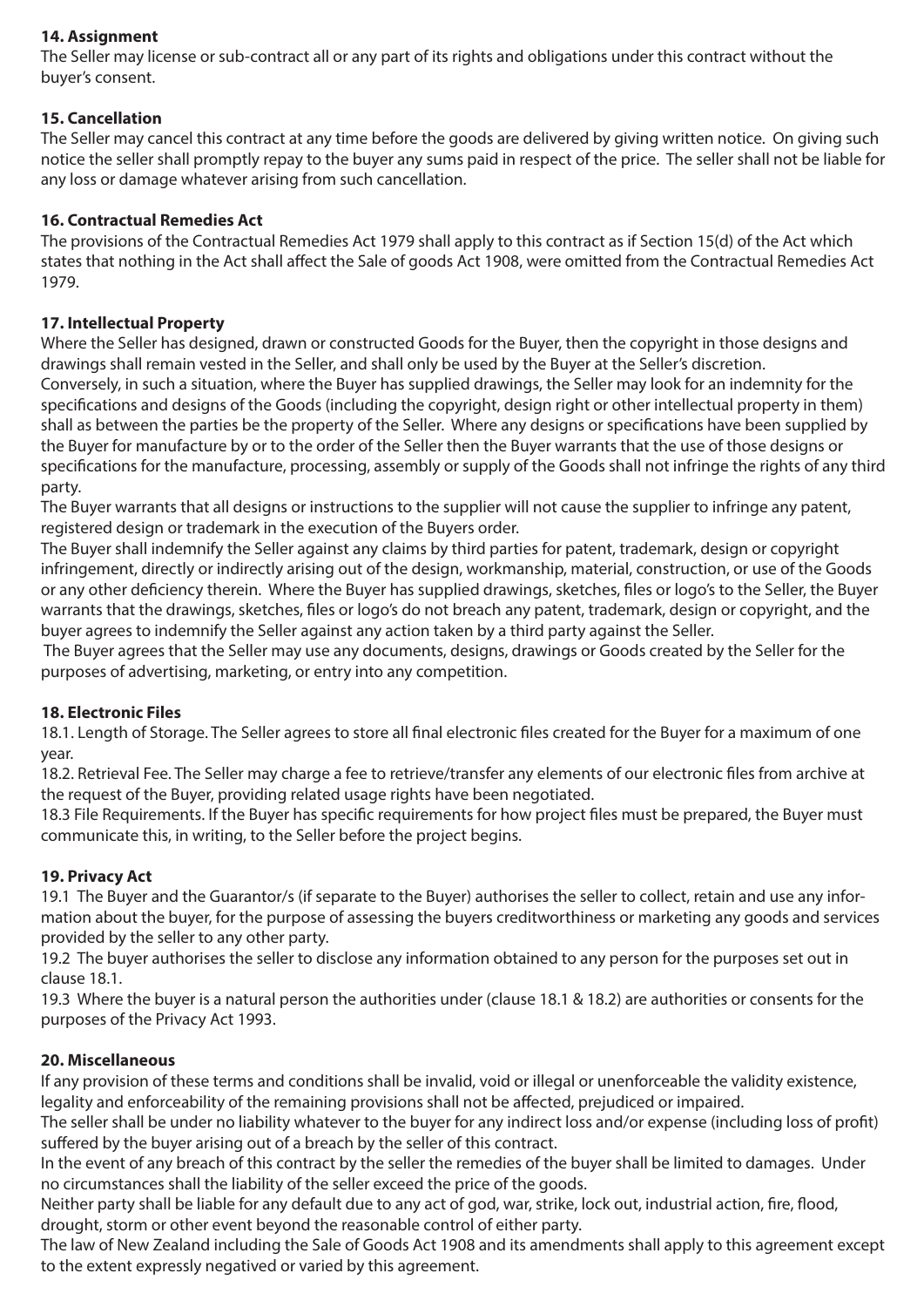**14. Assignment**

The Seller may license or sub-contract all or any part of its rights and obligations under this contract without the buyer's consent.

**15. Cancellation**

The Seller may cancel this contract at any time before the goods are delivered by giving written notice. On giving such notice the seller shall promptly repay to the buyer any sums paid in respect of the price. The seller shall not be liable for any loss or damage whatever arising from such cancellation.

**16. Contractual Remedies Act**

The provisions of the Contractual Remedies Act 1979 shall apply to this contract as if Section 15(d) of the Act which states that nothing in the Act shall affect the Sale of goods Act 1908, were omitted from the Contractual Remedies Act 1979.

**17. Intellectual Property**

Where the Seller has designed, drawn or constructed Goods for the Buyer, then the copyright in those designs and drawings shall remain vested in the Seller, and shall only be used by the Buyer at the Seller's discretion.

Conversely, in such a situation, where the Buyer has supplied drawings, the Seller may look for an indemnity for the specifications and designs of the Goods (including the copyright, design right or other intellectual property in them) shall as between the parties be the property of the Seller. Where any designs or specifications have been supplied by the Buyer for manufacture by or to the order of the Seller then the Buyer warrants that the use of those designs or specifications for the manufacture, processing, assembly or supply of the Goods shall not infringe the rights of any third party.

The Buyer warrants that all designs or instructions to the supplier will not cause the supplier to infringe any patent, registered design or trademark in the execution of the Buyers order.

The Buyer shall indemnify the Seller against any claims by third parties for patent, trademark, design or copyright infringement, directly or indirectly arising out of the design, workmanship, material, construction, or use of the Goods or any other deficiency therein. Where the Buyer has supplied drawings, sketches, files or logo's to the Seller, the Buyer warrants that the drawings, sketches, files or logo's do not breach any patent, trademark, design or copyright, and the buyer agrees to indemnify the Seller against any action taken by a third party against the Seller.

The Buyer agrees that the Seller may use any documents, designs, drawings or Goods created by the Seller for the purposes of advertising, marketing, or entry into any competition.

**18. Electronic Files**

18.1. Length of Storage. The Seller agrees to store all final electronic files created for the Buyer for a maximum of one year.

18.2. Retrieval Fee. The Seller may charge a fee to retrieve/transfer any elements of our electronic files from archive at the request of the Buyer, providing related usage rights have been negotiated.

18.3 File Requirements. If the Buyer has specific requirements for how project files must be prepared, the Buyer must communicate this, in writing, to the Seller before the project begins.

**19. Privacy Act**

19.1 The Buyer and the Guarantor/s (if separate to the Buyer) authorises the seller to collect, retain and use any information about the buyer, for the purpose of assessing the buyers creditworthiness or marketing any goods and services provided by the seller to any other party.

19.2 The buyer authorises the seller to disclose any information obtained to any person for the purposes set out in clause 18.1.

19.3 Where the buyer is a natural person the authorities under (clause 18.1 & 18.2) are authorities or consents for the purposes of the Privacy Act 1993.

**20. Miscellaneous**

If any provision of these terms and conditions shall be invalid, void or illegal or unenforceable the validity existence, legality and enforceability of the remaining provisions shall not be affected, prejudiced or impaired.

The seller shall be under no liability whatever to the buyer for any indirect loss and/or expense (including loss of profit) suffered by the buyer arising out of a breach by the seller of this contract.

In the event of any breach of this contract by the seller the remedies of the buyer shall be limited to damages. Under no circumstances shall the liability of the seller exceed the price of the goods.

Neither party shall be liable for any default due to any act of god, war, strike, lock out, industrial action, fire, flood, drought, storm or other event beyond the reasonable control of either party.

The law of New Zealand including the Sale of Goods Act 1908 and its amendments shall apply to this agreement except to the extent expressly negatived or varied by this agreement.